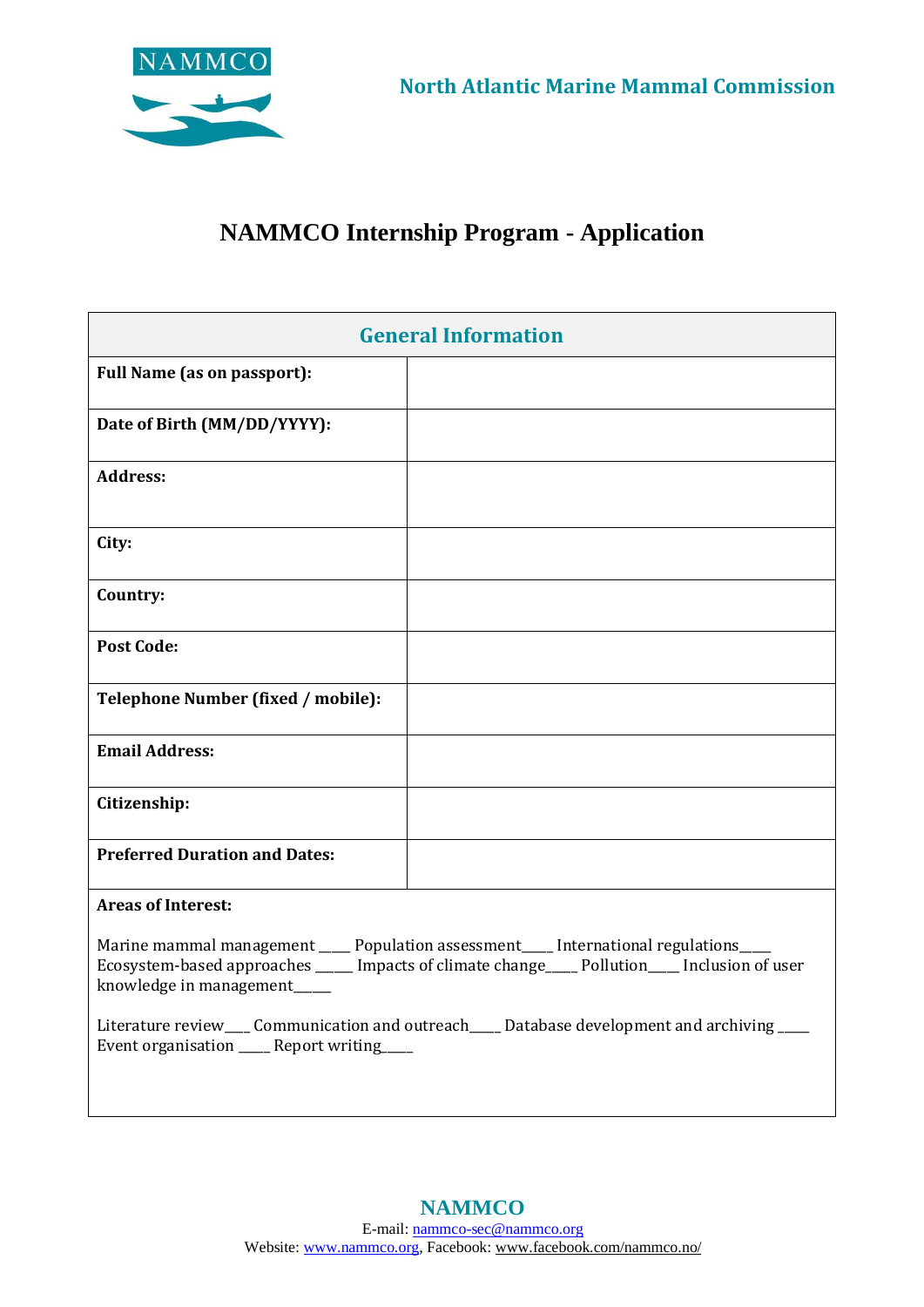NAMMCO

North Atlantic Marine Mammal Commission

# NAMMCO Internship Program - Application

| General Information | |
|---|---|
| **Full Name (as on passport):** | |
| **Date of Birth (MM/DD/YYYY):** | |
| **Address:** | |
| **City:** | |
| **Country:** | |
| **Post Code:** | |
| **Telephone Number (fixed / mobile):** | |
| **Email Address:** | |
| **Citizenship:** | |
| **Preferred Duration and Dates:** | |

**Areas of Interest:**

Marine mammal management ____ Population assessment____ International regulations____ Ecosystem-based approaches _____ Impacts of climate change____ Pollution____ Inclusion of user knowledge in management_____

Literature review___ Communication and outreach____ Database development and archiving ____ Event organisation ____ Report writing____

**NAMMCO**

E-mail: nammco-sec@nammco.org

Website: www.nammco.org, Facebook: www.facebook.com/nammco.no/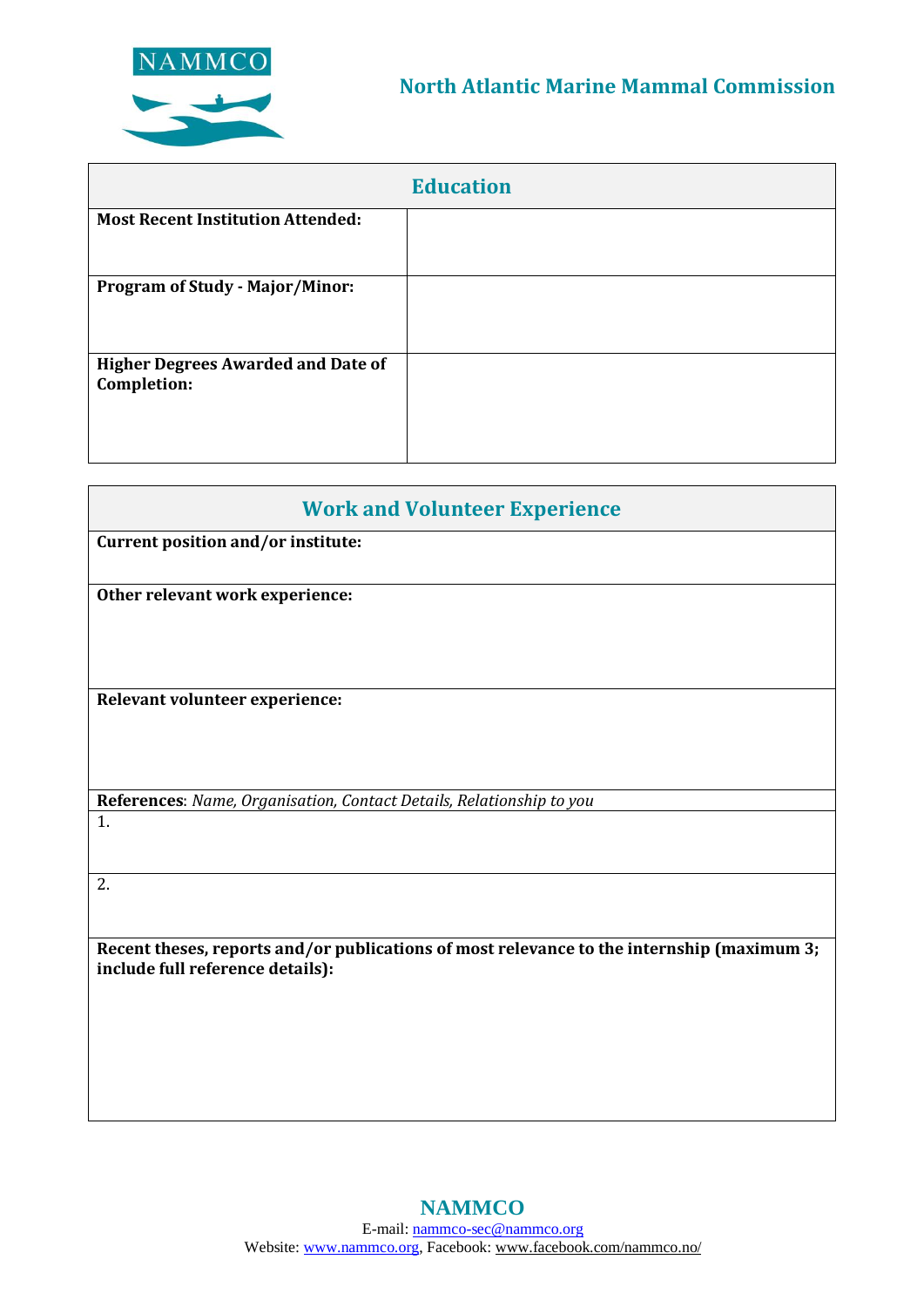## North Atlantic Marine Mammal Commission

| Education | |
|---|---|
| **Most Recent Institution Attended:** | |
| **Program of Study - Major/Minor:** | |
| **Higher Degrees Awarded and Date of Completion:** | |

| Work and Volunteer Experience |
|---|
| **Current position and/or institute:** |
| **Other relevant work experience:** |
| **Relevant volunteer experience:** |
| **References**: *Name, Organisation, Contact Details, Relationship to you* |
| 1. |
| 2. |
| **Recent theses, reports and/or publications of most relevance to the internship (maximum 3; include full reference details):** |

**NAMMCO**
E-mail: nammco-sec@nammco.org
Website: www.nammco.org, Facebook: www.facebook.com/nammco.no/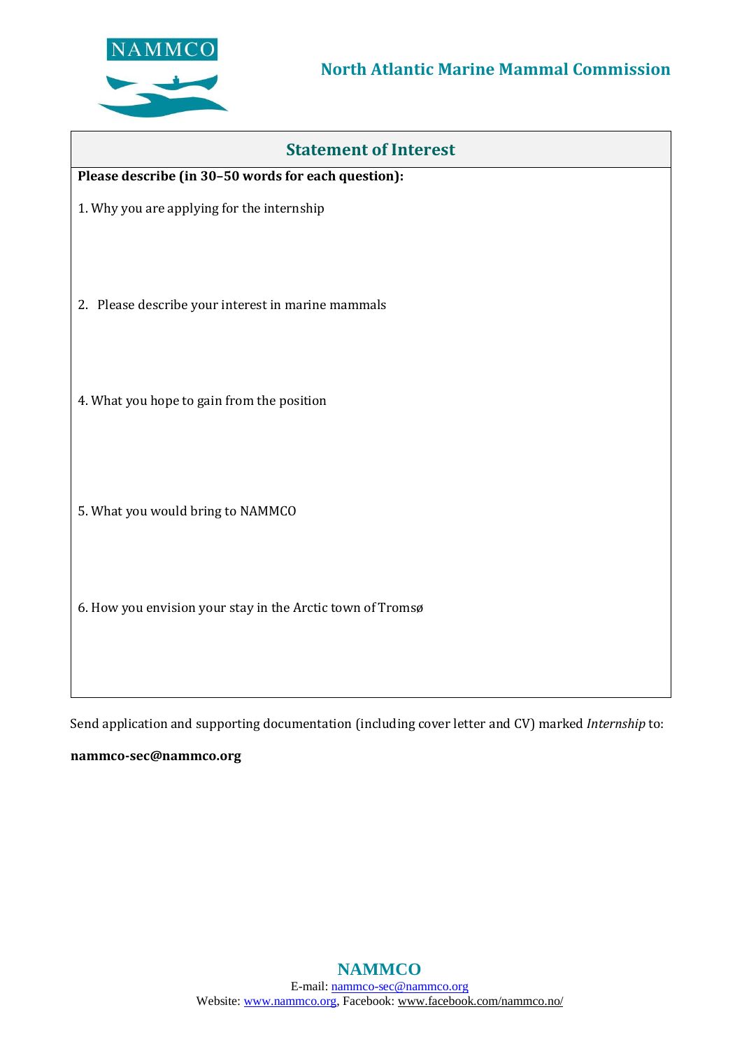NAMMCO

**North Atlantic Marine Mammal Commission**

## Statement of Interest

**Please describe (in 30–50 words for each question):**

1. Why you are applying for the internship

2. Please describe your interest in marine mammals

4. What you hope to gain from the position

5. What you would bring to NAMMCO

6. How you envision your stay in the Arctic town of Tromsø

Send application and supporting documentation (including cover letter and CV) marked *Internship* to:

**nammco-sec@nammco.org**

**NAMMCO**
E-mail: nammco-sec@nammco.org
Website: www.nammco.org, Facebook: www.facebook.com/nammco.no/